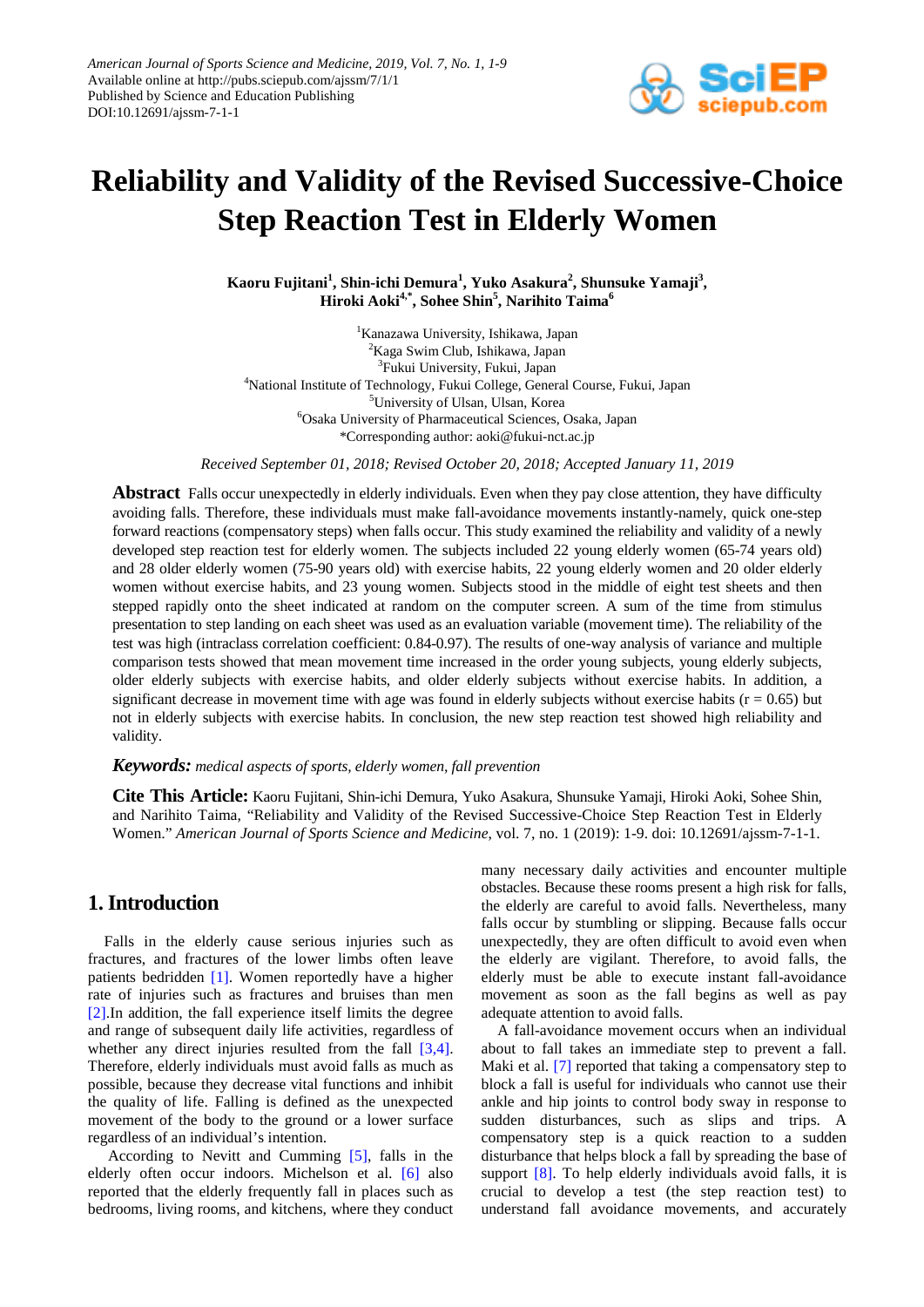# Reliability and Validity of the Revised Successive-Choice Step Reaction Test in Elderly Women

**Kaoru Fujitani[1], Shin-ichi Demura[1], Yuko Asakura[2], Shunsuke Yamaji[3], Hiroki Aoki[4,*], Sohee Shin[5], Narihito Taima[6]**

[1]Kanazawa University, Ishikawa, Japan
[2]Kaga Swim Club, Ishikawa, Japan
[3]Fukui University, Fukui, Japan
[4]National Institute of Technology, Fukui College, General Course, Fukui, Japan
[5]University of Ulsan, Ulsan, Korea
[6]Osaka University of Pharmaceutical Sciences, Osaka, Japan
*Corresponding author: aoki@fukui-nct.ac.jp

*Received September 01, 2018; Revised October 20, 2018; Accepted January 11, 2019*

**Abstract** Falls occur unexpectedly in elderly individuals. Even when they pay close attention, they have difficulty avoiding falls. Therefore, these individuals must make fall-avoidance movements instantly-namely, quick one-step forward reactions (compensatory steps) when falls occur. This study examined the reliability and validity of a newly developed step reaction test for elderly women. The subjects included 22 young elderly women (65-74 years old) and 28 older elderly women (75-90 years old) with exercise habits, 22 young elderly women and 20 older elderly women without exercise habits, and 23 young women. Subjects stood in the middle of eight test sheets and then stepped rapidly onto the sheet indicated at random on the computer screen. A sum of the time from stimulus presentation to step landing on each sheet was used as an evaluation variable (movement time). The reliability of the test was high (intraclass correlation coefficient: 0.84-0.97). The results of one-way analysis of variance and multiple comparison tests showed that mean movement time increased in the order young subjects, young elderly subjects, older elderly subjects with exercise habits, and older elderly subjects without exercise habits. In addition, a significant decrease in movement time with age was found in elderly subjects without exercise habits ($r = 0.65$) but not in elderly subjects with exercise habits. In conclusion, the new step reaction test showed high reliability and validity.

***Keywords:*** *medical aspects of sports, elderly women, fall prevention*

**Cite This Article:** Kaoru Fujitani, Shin-ichi Demura, Yuko Asakura, Shunsuke Yamaji, Hiroki Aoki, Sohee Shin, and Narihito Taima, "Reliability and Validity of the Revised Successive-Choice Step Reaction Test in Elderly Women." *American Journal of Sports Science and Medicine*, vol. 7, no. 1 (2019): 1-9. doi: 10.12691/ajssm-7-1-1.

## 1. Introduction

Falls in the elderly cause serious injuries such as fractures, and fractures of the lower limbs often leave patients bedridden [1]. Women reportedly have a higher rate of injuries such as fractures and bruises than men [2].In addition, the fall experience itself limits the degree and range of subsequent daily life activities, regardless of whether any direct injuries resulted from the fall [3,4]. Therefore, elderly individuals must avoid falls as much as possible, because they decrease vital functions and inhibit the quality of life. Falling is defined as the unexpected movement of the body to the ground or a lower surface regardless of an individual's intention.

According to Nevitt and Cumming [5], falls in the elderly often occur indoors. Michelson et al. [6] also reported that the elderly frequently fall in places such as bedrooms, living rooms, and kitchens, where they conduct many necessary daily activities and encounter multiple obstacles. Because these rooms present a high risk for falls, the elderly are careful to avoid falls. Nevertheless, many falls occur by stumbling or slipping. Because falls occur unexpectedly, they are often difficult to avoid even when the elderly are vigilant. Therefore, to avoid falls, the elderly must be able to execute instant fall-avoidance movement as soon as the fall begins as well as pay adequate attention to avoid falls.

A fall-avoidance movement occurs when an individual about to fall takes an immediate step to prevent a fall. Maki et al. [7] reported that taking a compensatory step to block a fall is useful for individuals who cannot use their ankle and hip joints to control body sway in response to sudden disturbances, such as slips and trips. A compensatory step is a quick reaction to a sudden disturbance that helps block a fall by spreading the base of support [8]. To help elderly individuals avoid falls, it is crucial to develop a test (the step reaction test) to understand fall avoidance movements, and accurately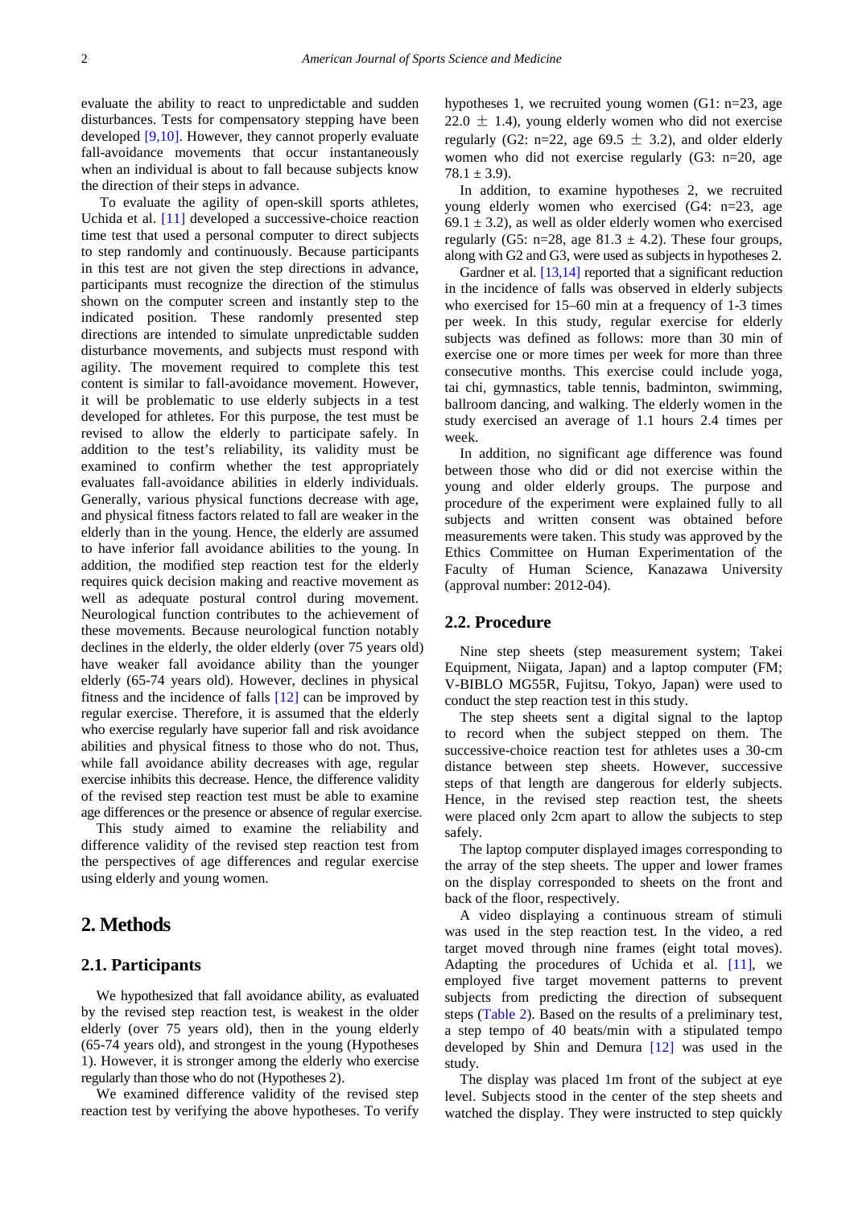evaluate the ability to react to unpredictable and sudden disturbances. Tests for compensatory stepping have been developed [9,10]. However, they cannot properly evaluate fall-avoidance movements that occur instantaneously when an individual is about to fall because subjects know the direction of their steps in advance.

To evaluate the agility of open-skill sports athletes, Uchida et al. [11] developed a successive-choice reaction time test that used a personal computer to direct subjects to step randomly and continuously. Because participants in this test are not given the step directions in advance, participants must recognize the direction of the stimulus shown on the computer screen and instantly step to the indicated position. These randomly presented step directions are intended to simulate unpredictable sudden disturbance movements, and subjects must respond with agility. The movement required to complete this test content is similar to fall-avoidance movement. However, it will be problematic to use elderly subjects in a test developed for athletes. For this purpose, the test must be revised to allow the elderly to participate safely. In addition to the test's reliability, its validity must be examined to confirm whether the test appropriately evaluates fall-avoidance abilities in elderly individuals. Generally, various physical functions decrease with age, and physical fitness factors related to fall are weaker in the elderly than in the young. Hence, the elderly are assumed to have inferior fall avoidance abilities to the young. In addition, the modified step reaction test for the elderly requires quick decision making and reactive movement as well as adequate postural control during movement. Neurological function contributes to the achievement of these movements. Because neurological function notably declines in the elderly, the older elderly (over 75 years old) have weaker fall avoidance ability than the younger elderly (65-74 years old). However, declines in physical fitness and the incidence of falls [12] can be improved by regular exercise. Therefore, it is assumed that the elderly who exercise regularly have superior fall and risk avoidance abilities and physical fitness to those who do not. Thus, while fall avoidance ability decreases with age, regular exercise inhibits this decrease. Hence, the difference validity of the revised step reaction test must be able to examine age differences or the presence or absence of regular exercise.

This study aimed to examine the reliability and difference validity of the revised step reaction test from the perspectives of age differences and regular exercise using elderly and young women.

# 2. Methods

## 2.1. Participants

We hypothesized that fall avoidance ability, as evaluated by the revised step reaction test, is weakest in the older elderly (over 75 years old), then in the young elderly (65-74 years old), and strongest in the young (Hypotheses 1). However, it is stronger among the elderly who exercise regularly than those who do not (Hypotheses 2).

We examined difference validity of the revised step reaction test by verifying the above hypotheses. To verify hypotheses 1, we recruited young women (G1: n=23, age 22.0 ± 1.4), young elderly women who did not exercise regularly (G2: n=22, age 69.5 ± 3.2), and older elderly women who did not exercise regularly (G3: n=20, age 78.1 ± 3.9).

In addition, to examine hypotheses 2, we recruited young elderly women who exercised (G4: n=23, age 69.1 ± 3.2), as well as older elderly women who exercised regularly (G5: n=28, age 81.3 ± 4.2). These four groups, along with G2 and G3, were used as subjects in hypotheses 2.

Gardner et al. [13,14] reported that a significant reduction in the incidence of falls was observed in elderly subjects who exercised for 15–60 min at a frequency of 1-3 times per week. In this study, regular exercise for elderly subjects was defined as follows: more than 30 min of exercise one or more times per week for more than three consecutive months. This exercise could include yoga, tai chi, gymnastics, table tennis, badminton, swimming, ballroom dancing, and walking. The elderly women in the study exercised an average of 1.1 hours 2.4 times per week.

In addition, no significant age difference was found between those who did or did not exercise within the young and older elderly groups. The purpose and procedure of the experiment were explained fully to all subjects and written consent was obtained before measurements were taken. This study was approved by the Ethics Committee on Human Experimentation of the Faculty of Human Science, Kanazawa University (approval number: 2012-04).

## 2.2. Procedure

Nine step sheets (step measurement system; Takei Equipment, Niigata, Japan) and a laptop computer (FM; V-BIBLO MG55R, Fujitsu, Tokyo, Japan) were used to conduct the step reaction test in this study.

The step sheets sent a digital signal to the laptop to record when the subject stepped on them. The successive-choice reaction test for athletes uses a 30-cm distance between step sheets. However, successive steps of that length are dangerous for elderly subjects. Hence, in the revised step reaction test, the sheets were placed only 2cm apart to allow the subjects to step safely.

The laptop computer displayed images corresponding to the array of the step sheets. The upper and lower frames on the display corresponded to sheets on the front and back of the floor, respectively.

A video displaying a continuous stream of stimuli was used in the step reaction test. In the video, a red target moved through nine frames (eight total moves). Adapting the procedures of Uchida et al. [11], we employed five target movement patterns to prevent subjects from predicting the direction of subsequent steps (Table 2). Based on the results of a preliminary test, a step tempo of 40 beats/min with a stipulated tempo developed by Shin and Demura [12] was used in the study.

The display was placed 1m front of the subject at eye level. Subjects stood in the center of the step sheets and watched the display. They were instructed to step quickly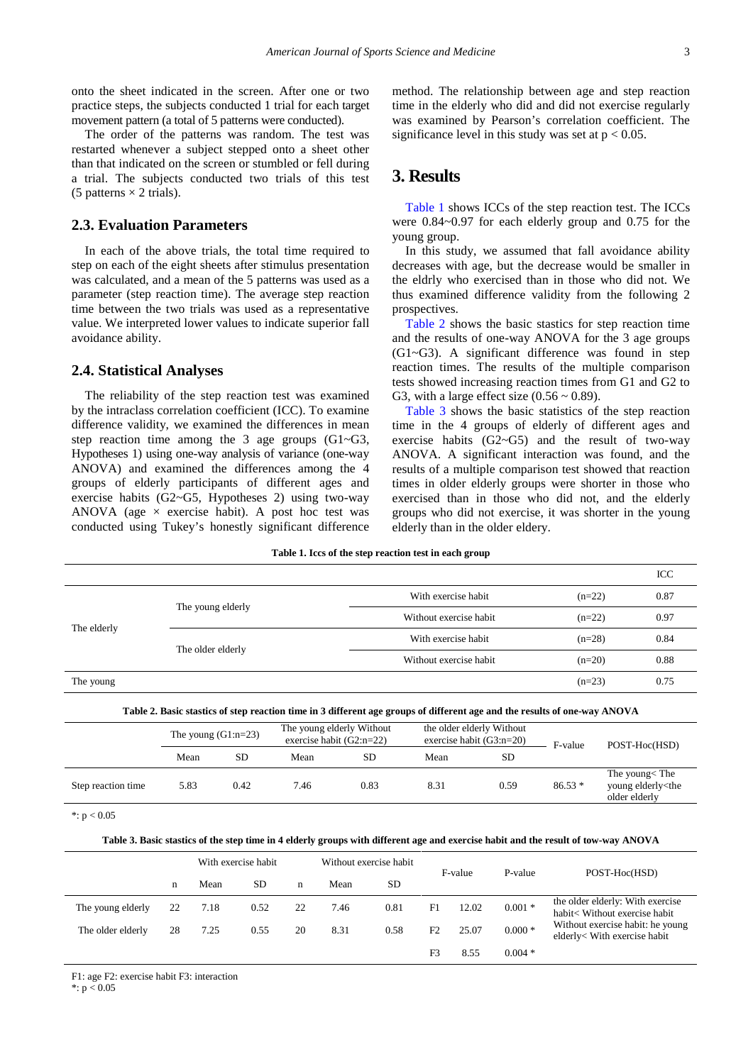onto the sheet indicated in the screen. After one or two practice steps, the subjects conducted 1 trial for each target movement pattern (a total of 5 patterns were conducted).

The order of the patterns was random. The test was restarted whenever a subject stepped onto a sheet other than that indicated on the screen or stumbled or fell during a trial. The subjects conducted two trials of this test (5 patterns × 2 trials).

### 2.3. Evaluation Parameters

In each of the above trials, the total time required to step on each of the eight sheets after stimulus presentation was calculated, and a mean of the 5 patterns was used as a parameter (step reaction time). The average step reaction time between the two trials was used as a representative value. We interpreted lower values to indicate superior fall avoidance ability.

### 2.4. Statistical Analyses

The reliability of the step reaction test was examined by the intraclass correlation coefficient (ICC). To examine difference validity, we examined the differences in mean step reaction time among the 3 age groups (G1~G3, Hypotheses 1) using one-way analysis of variance (one-way ANOVA) and examined the differences among the 4 groups of elderly participants of different ages and exercise habits (G2~G5, Hypotheses 2) using two-way ANOVA (age × exercise habit). A post hoc test was conducted using Tukey's honestly significant difference method. The relationship between age and step reaction time in the elderly who did and did not exercise regularly was examined by Pearson's correlation coefficient. The significance level in this study was set at $p < 0.05$.

## 3. Results

Table 1 shows ICCs of the step reaction test. The ICCs were 0.84~0.97 for each elderly group and 0.75 for the young group.

In this study, we assumed that fall avoidance ability decreases with age, but the decrease would be smaller in the eldrly who exercised than in those who did not. We thus examined difference validity from the following 2 prospectives.

Table 2 shows the basic stastics for step reaction time and the results of one-way ANOVA for the 3 age groups (G1~G3). A significant difference was found in step reaction times. The results of the multiple comparison tests showed increasing reaction times from G1 and G2 to G3, with a large effect size (0.56 ~ 0.89).

Table 3 shows the basic statistics of the step reaction time in the 4 groups of elderly of different ages and exercise habits (G2~G5) and the result of two-way ANOVA. A significant interaction was found, and the results of a multiple comparison test showed that reaction times in older elderly groups were shorter in those who exercised than in those who did not, and the elderly groups who did not exercise, it was shorter in the young elderly than in the older eldery.

**Table 1. Iccs of the step reaction test in each group**

| | | | | ICC |
|---|---|---|---|---|
| The elderly | The young elderly | With exercise habit | (n=22) | 0.87 |
| | | Without exercise habit | (n=22) | 0.97 |
| | The older elderly | With exercise habit | (n=28) | 0.84 |
| | | Without exercise habit | (n=20) | 0.88 |
| The young | | | (n=23) | 0.75 |

**Table 2. Basic stastics of step reaction time in 3 different age groups of different age and the results of one-way ANOVA**

| | The young (G1:n=23) | | The young elderly Without exercise habit (G2:n=22) | | the older elderly Without exercise habit (G3:n=20) | | F-value | POST-Hoc(HSD) |
|---|---|---|---|---|---|---|---|---|
| | Mean | SD | Mean | SD | Mean | SD | | |
| Step reaction time | 5.83 | 0.42 | 7.46 | 0.83 | 8.31 | 0.59 | 86.53 * | The young< The young elderly<the older elderly |

*: p < 0.05

**Table 3. Basic stastics of the step time in 4 elderly groups with different age and exercise habit and the result of tow-way ANOVA**

| | With exercise habit | | | Without exercise habit | | | F-value | | P-value | POST-Hoc(HSD) |
|---|---|---|---|---|---|---|---|---|---|---|
| | n | Mean | SD | n | Mean | SD | | | | |
| The young elderly | 22 | 7.18 | 0.52 | 22 | 7.46 | 0.81 | F1 | 12.02 | 0.001 * | the older elderly: With exercise habit< Without exercise habit |
| The older elderly | 28 | 7.25 | 0.55 | 20 | 8.31 | 0.58 | F2 | 25.07 | 0.000 * | Without exercise habit: he young elderly< With exercise habit |
| | | | | | | | F3 | 8.55 | 0.004 * | |

F1: age F2: exercise habit F3: interaction

*: p < 0.05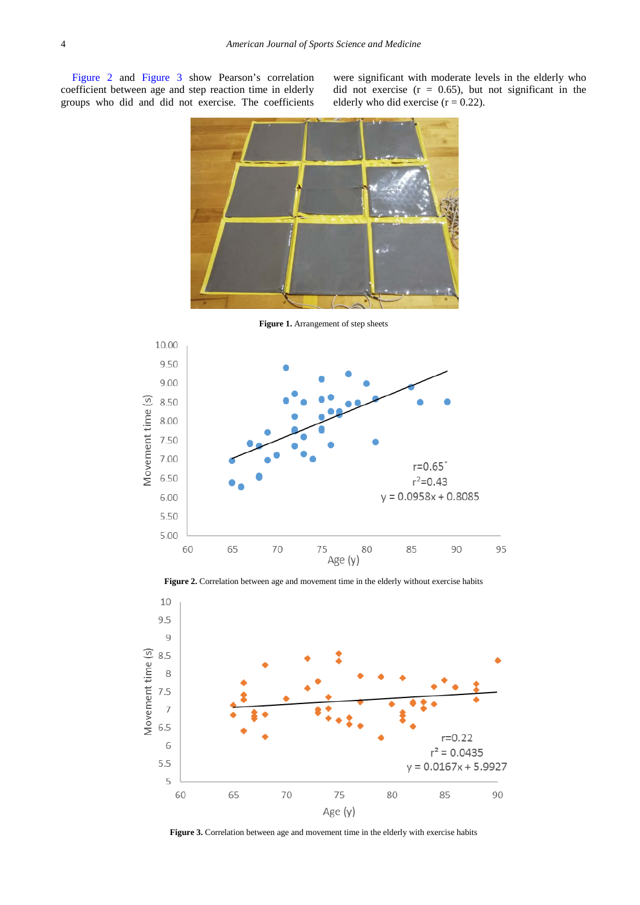Figure 2 and Figure 3 show Pearson's correlation coefficient between age and step reaction time in elderly groups who did and did not exercise. The coefficients were significant with moderate levels in the elderly who did not exercise ($r = 0.65$), but not significant in the elderly who did exercise ($r = 0.22$).

**Figure 1.** Arrangement of step sheets

**Figure 2.** Correlation between age and movement time in the elderly without exercise habits

**Figure 3.** Correlation between age and movement time in the elderly with exercise habits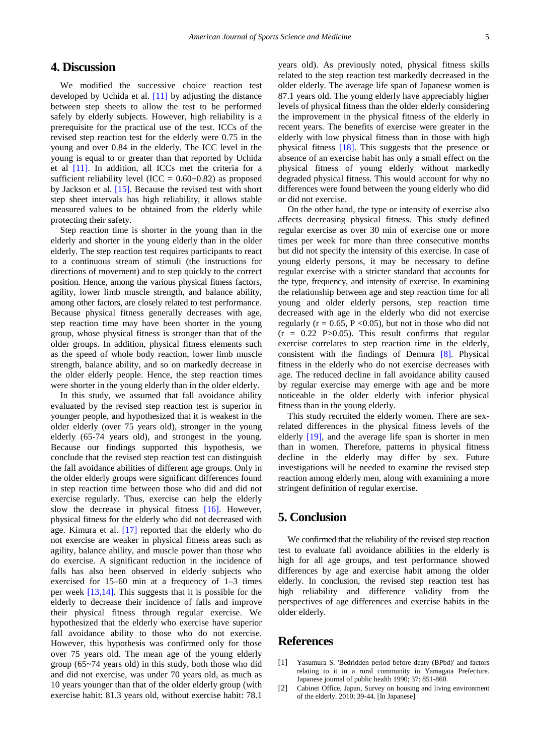## 4. Discussion

We modified the successive choice reaction test developed by Uchida et al. [11] by adjusting the distance between step sheets to allow the test to be performed safely by elderly subjects. However, high reliability is a prerequisite for the practical use of the test. ICCs of the revised step reaction test for the elderly were 0.75 in the young and over 0.84 in the elderly. The ICC level in the young is equal to or greater than that reported by Uchida et al [11]. In addition, all ICCs met the criteria for a sufficient reliability level (ICC = 0.60~0.82) as proposed by Jackson et al. [15]. Because the revised test with short step sheet intervals has high reliability, it allows stable measured values to be obtained from the elderly while protecting their safety.

Step reaction time is shorter in the young than in the elderly and shorter in the young elderly than in the older elderly. The step reaction test requires participants to react to a continuous stream of stimuli (the instructions for directions of movement) and to step quickly to the correct position. Hence, among the various physical fitness factors, agility, lower limb muscle strength, and balance ability, among other factors, are closely related to test performance. Because physical fitness generally decreases with age, step reaction time may have been shorter in the young group, whose physical fitness is stronger than that of the older groups. In addition, physical fitness elements such as the speed of whole body reaction, lower limb muscle strength, balance ability, and so on markedly decrease in the older elderly people. Hence, the step reaction times were shorter in the young elderly than in the older elderly.

In this study, we assumed that fall avoidance ability evaluated by the revised step reaction test is superior in younger people, and hypothesized that it is weakest in the older elderly (over 75 years old), stronger in the young elderly (65-74 years old), and strongest in the young. Because our findings supported this hypothesis, we conclude that the revised step reaction test can distinguish the fall avoidance abilities of different age groups. Only in the older elderly groups were significant differences found in step reaction time between those who did and did not exercise regularly. Thus, exercise can help the elderly slow the decrease in physical fitness [16]. However, physical fitness for the elderly who did not decreased with age. Kimura et al. [17] reported that the elderly who do not exercise are weaker in physical fitness areas such as agility, balance ability, and muscle power than those who do exercise. A significant reduction in the incidence of falls has also been observed in elderly subjects who exercised for 15–60 min at a frequency of 1–3 times per week [13,14]. This suggests that it is possible for the elderly to decrease their incidence of falls and improve their physical fitness through regular exercise. We hypothesized that the elderly who exercise have superior fall avoidance ability to those who do not exercise. However, this hypothesis was confirmed only for those over 75 years old. The mean age of the young elderly group (65~74 years old) in this study, both those who did and did not exercise, was under 70 years old, as much as 10 years younger than that of the older elderly group (with exercise habit: 81.3 years old, without exercise habit: 78.1 years old). As previously noted, physical fitness skills related to the step reaction test markedly decreased in the older elderly. The average life span of Japanese women is 87.1 years old. The young elderly have appreciably higher levels of physical fitness than the older elderly considering the improvement in the physical fitness of the elderly in recent years. The benefits of exercise were greater in the elderly with low physical fitness than in those with high physical fitness [18]. This suggests that the presence or absence of an exercise habit has only a small effect on the physical fitness of young elderly without markedly degraded physical fitness. This would account for why no differences were found between the young elderly who did or did not exercise.

On the other hand, the type or intensity of exercise also affects decreasing physical fitness. This study defined regular exercise as over 30 min of exercise one or more times per week for more than three consecutive months but did not specify the intensity of this exercise. In case of young elderly persons, it may be necessary to define regular exercise with a stricter standard that accounts for the type, frequency, and intensity of exercise. In examining the relationship between age and step reaction time for all young and older elderly persons, step reaction time decreased with age in the elderly who did not exercise regularly ($r = 0.65$, $P < 0.05$), but not in those who did not ($r = 0.22$ $P > 0.05$). This result confirms that regular exercise correlates to step reaction time in the elderly, consistent with the findings of Demura [8]. Physical fitness in the elderly who do not exercise decreases with age. The reduced decline in fall avoidance ability caused by regular exercise may emerge with age and be more noticeable in the older elderly with inferior physical fitness than in the young elderly.

This study recruited the elderly women. There are sex-related differences in the physical fitness levels of the elderly [19], and the average life span is shorter in men than in women. Therefore, patterns in physical fitness decline in the elderly may differ by sex. Future investigations will be needed to examine the revised step reaction among elderly men, along with examining a more stringent definition of regular exercise.

## 5. Conclusion

We confirmed that the reliability of the revised step reaction test to evaluate fall avoidance abilities in the elderly is high for all age groups, and test performance showed differences by age and exercise habit among the older elderly. In conclusion, the revised step reaction test has high reliability and difference validity from the perspectives of age differences and exercise habits in the older elderly.

## References

[1] Yasumura S. 'Bedridden period before deaty (BPbd)' and factors relating to it in a rural community in Yamagata Prefecture. Japanese journal of public health 1990; 37: 851-860.

[2] Cabinet Office, Japan, Survey on housing and living environment of the elderly. 2010; 39-44. [In Japanese]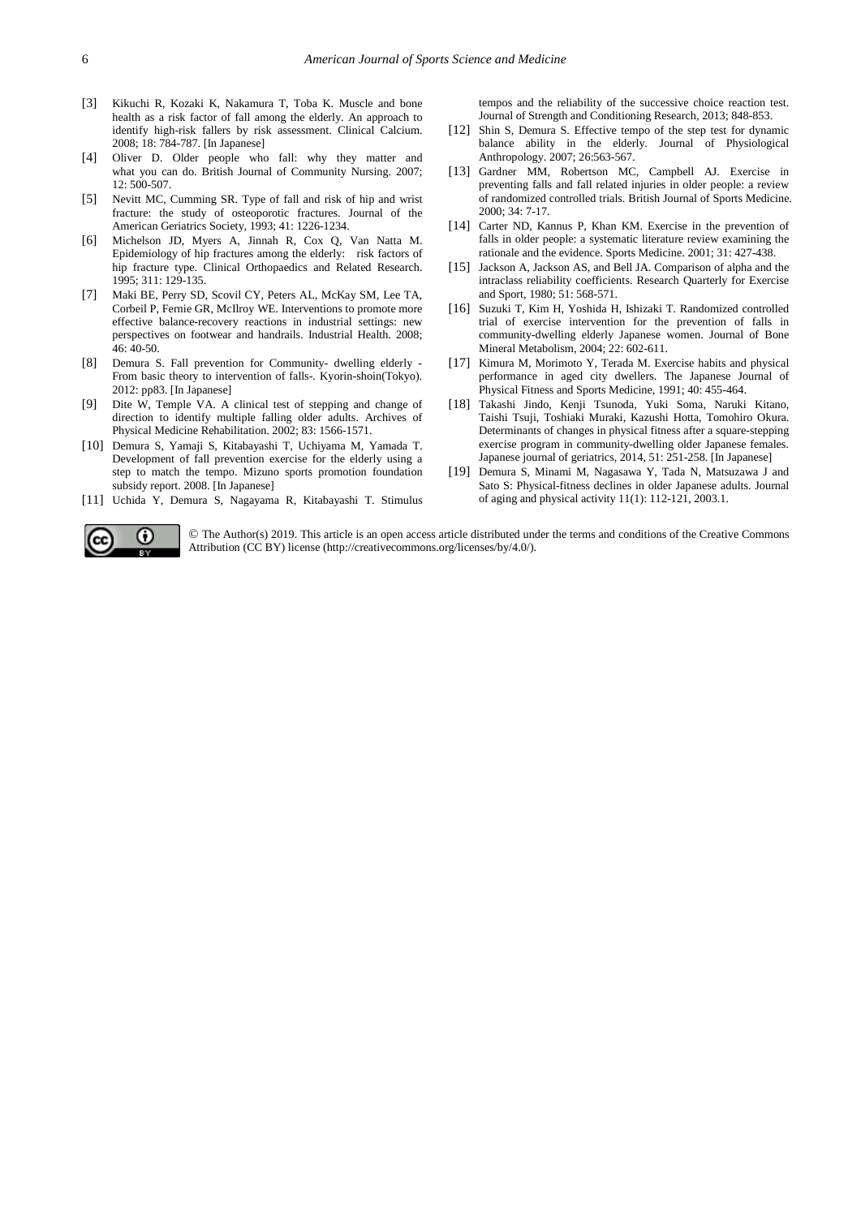[3] Kikuchi R, Kozaki K, Nakamura T, Toba K. Muscle and bone health as a risk factor of fall among the elderly. An approach to identify high-risk fallers by risk assessment. Clinical Calcium. 2008; 18: 784-787. [In Japanese]

[4] Oliver D. Older people who fall: why they matter and what you can do. British Journal of Community Nursing. 2007; 12: 500-507.

[5] Nevitt MC, Cumming SR. Type of fall and risk of hip and wrist fracture: the study of osteoporotic fractures. Journal of the American Geriatrics Society, 1993; 41: 1226-1234.

[6] Michelson JD, Myers A, Jinnah R, Cox Q, Van Natta M. Epidemiology of hip fractures among the elderly: risk factors of hip fracture type. Clinical Orthopaedics and Related Research. 1995; 311: 129-135.

[7] Maki BE, Perry SD, Scovil CY, Peters AL, McKay SM, Lee TA, Corbeil P, Fernie GR, McIlroy WE. Interventions to promote more effective balance-recovery reactions in industrial settings: new perspectives on footwear and handrails. Industrial Health. 2008; 46: 40-50.

[8] Demura S. Fall prevention for Community- dwelling elderly - From basic theory to intervention of falls-. Kyorin-shoin(Tokyo). 2012: pp83. [In Japanese]

[9] Dite W, Temple VA. A clinical test of stepping and change of direction to identify multiple falling older adults. Archives of Physical Medicine Rehabilitation. 2002; 83: 1566-1571.

[10] Demura S, Yamaji S, Kitabayashi T, Uchiyama M, Yamada T. Development of fall prevention exercise for the elderly using a step to match the tempo. Mizuno sports promotion foundation subsidy report. 2008. [In Japanese]

[11] Uchida Y, Demura S, Nagayama R, Kitabayashi T. Stimulus tempos and the reliability of the successive choice reaction test. Journal of Strength and Conditioning Research, 2013; 848-853.

[12] Shin S, Demura S. Effective tempo of the step test for dynamic balance ability in the elderly. Journal of Physiological Anthropology. 2007; 26:563-567.

[13] Gardner MM, Robertson MC, Campbell AJ. Exercise in preventing falls and fall related injuries in older people: a review of randomized controlled trials. British Journal of Sports Medicine. 2000; 34: 7-17.

[14] Carter ND, Kannus P, Khan KM. Exercise in the prevention of falls in older people: a systematic literature review examining the rationale and the evidence. Sports Medicine. 2001; 31: 427-438.

[15] Jackson A, Jackson AS, and Bell JA. Comparison of alpha and the intraclass reliability coefficients. Research Quarterly for Exercise and Sport, 1980; 51: 568-571.

[16] Suzuki T, Kim H, Yoshida H, Ishizaki T. Randomized controlled trial of exercise intervention for the prevention of falls in community-dwelling elderly Japanese women. Journal of Bone Mineral Metabolism, 2004; 22: 602-611.

[17] Kimura M, Morimoto Y, Terada M. Exercise habits and physical performance in aged city dwellers. The Japanese Journal of Physical Fitness and Sports Medicine, 1991; 40: 455-464.

[18] Takashi Jindo, Kenji Tsunoda, Yuki Soma, Naruki Kitano, Taishi Tsuji, Toshiaki Muraki, Kazushi Hotta, Tomohiro Okura. Determinants of changes in physical fitness after a square-stepping exercise program in community-dwelling older Japanese females. Japanese journal of geriatrics, 2014, 51: 251-258. [In Japanese]

[19] Demura S, Minami M, Nagasawa Y, Tada N, Matsuzawa J and Sato S: Physical-fitness declines in older Japanese adults. Journal of aging and physical activity 11(1): 112-121, 2003.1.

© The Author(s) 2019. This article is an open access article distributed under the terms and conditions of the Creative Commons Attribution (CC BY) license (http://creativecommons.org/licenses/by/4.0/).